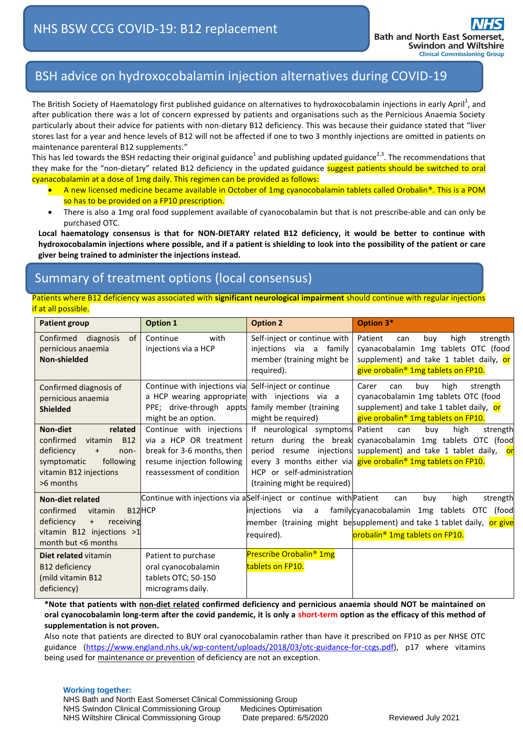# NHS BSW CCG COVID-19: B12 replacement

Bath and North East Somerset, Swindon and Wiltshire Clinical Commissioning Group

## BSH advice on hydroxocobalamin injection alternatives during COVID-19

The British Society of Haematology first published guidance on alternatives to hydroxocobalamin injections in early April[1], and after publication there was a lot of concern expressed by patients and organisations such as the Pernicious Anaemia Society particularly about their advice for patients with non-dietary B12 deficiency. This was because their guidance stated that "liver stores last for a year and hence levels of B12 will not be affected if one to two 3 monthly injections are omitted in patients on maintenance parenteral B12 supplements."

This has led towards the BSH redacting their original guidance[1] and publishing updated guidance[2,3]. The recommendations that they make for the "non-dietary" related B12 deficiency in the updated guidance suggest patients should be switched to oral cyanacobalamin at a dose of 1mg daily. This regimen can be provided as follows:

- A new licensed medicine became available in October of 1mg cyanocobalamin tablets called Orobalin®. This is a POM so has to be provided on a FP10 prescription.
- There is also a 1mg oral food supplement available of cyanocobalamin but that is not prescribe-able and can only be purchased OTC.

**Local haematology consensus is that for NON-DIETARY related B12 deficiency, it would be better to continue with hydroxocobalamin injections where possible, and if a patient is shielding to look into the possibility of the patient or care giver being trained to administer the injections instead.**

## Summary of treatment options (local consensus)

Patients where B12 deficiency was associated with **significant neurological impairment** should continue with regular injections if at all possible.

| Patient group | Option 1 | Option 2 | Option 3* |
|---|---|---|---|
| Confirmed diagnosis of pernicious anaemia **Non-shielded** | Continue with injections via a HCP | Self-inject or continue with injections via a family member (training might be required). | Patient can buy high strength cyanacobalamin 1mg tablets OTC (food supplement) and take 1 tablet daily, or give orobalin® 1mg tablets on FP10. |
| Confirmed diagnosis of pernicious anaemia **Shielded** | Continue with injections via a HCP wearing appropriate PPE; drive-through appts might be an option. | Self-inject or continue with injections via a family member (training might be required) | Carer can buy high strength cyanacobalamin 1mg tablets OTC (food supplement) and take 1 tablet daily, or give orobalin® 1mg tablets on FP10. |
| **Non-diet related** confirmed vitamin B12 deficiency + non-symptomatic following vitamin B12 injections >6 months | Continue with injections via a HCP OR treatment break for 3-6 months, then resume injection following reassessment of condition | If neurological symptoms return during the break period resume injections every 3 months either via HCP or self-administration (training might be required) | Patient can buy high strength cyanacobalamin 1mg tablets OTC (food supplement) and take 1 tablet daily, or give orobalin® 1mg tablets on FP10. |
| **Non-diet related** confirmed vitamin B12 deficiency + receiving vitamin B12 injections >1 month but <6 months | Continue with injections via a HCP | Self-inject or continue with injections via a family member (training might be required). | Patient can buy high strength cyanacobalamin 1mg tablets OTC (food supplement) and take 1 tablet daily, or give orobalin® 1mg tablets on FP10. |
| **Diet related** vitamin B12 deficiency (mild vitamin B12 deficiency) | Patient to purchase oral cyanocobalamin tablets OTC; 50-150 micrograms daily. | Prescribe Orobalin® 1mg tablets on FP10. | |

***Note that patients with non-diet related confirmed deficiency and pernicious anaemia should NOT be maintained on oral cyanocobalamin long-term after the covid pandemic, it is only a short-term option as the efficacy of this method of supplementation is not proven.**

Also note that patients are directed to BUY oral cyanocobalamin rather than have it prescribed on FP10 as per NHSE OTC guidance (https://www.england.nhs.uk/wp-content/uploads/2018/03/otc-guidance-for-ccgs.pdf), p17 where vitamins being used for maintenance or prevention of deficiency are not an exception.

**Working together:**
NHS Bath and North East Somerset Clinical Commissioning Group
NHS Swindon Clinical Commissioning Group
NHS Wiltshire Clinical Commissioning Group

Medicines Optimisation
Date prepared: 6/5/2020

Reviewed July 2021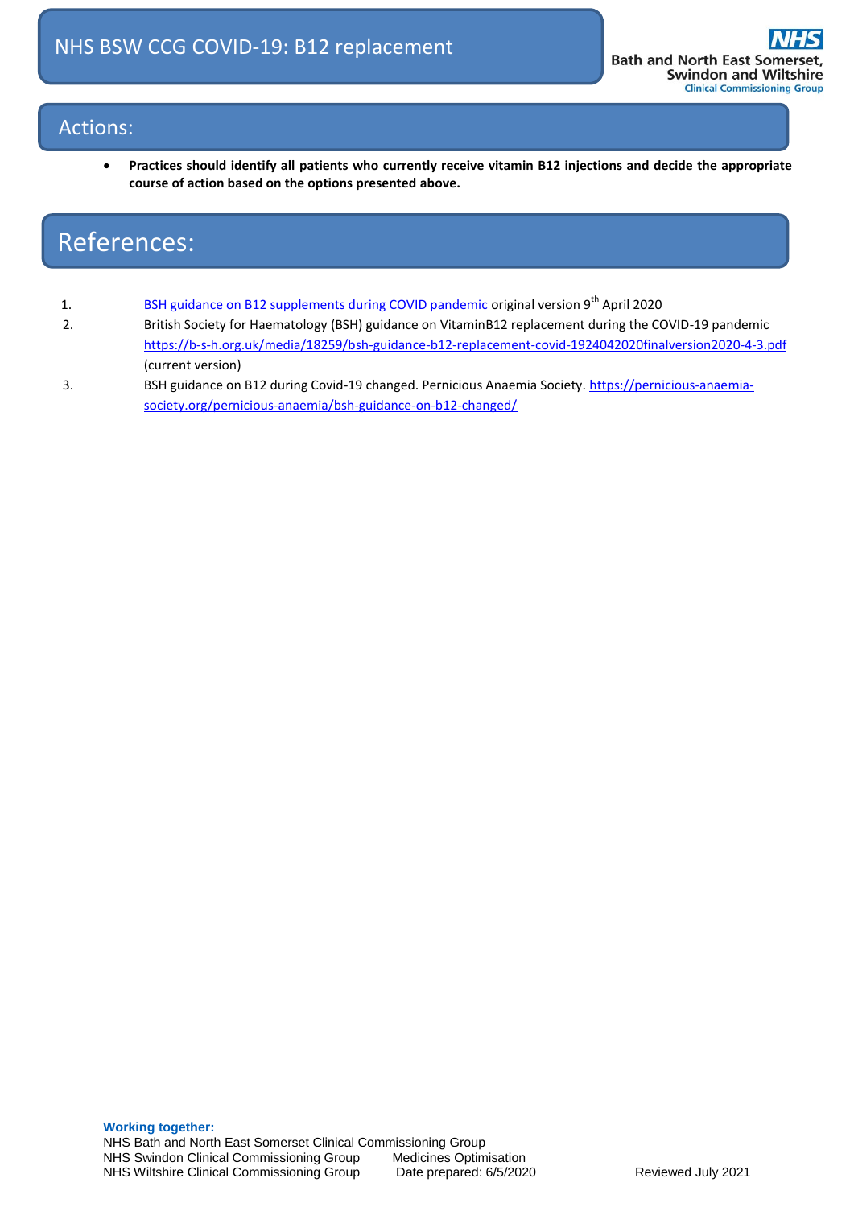# NHS BSW CCG COVID-19: B12 replacement

Bath and North East Somerset, Swindon and Wiltshire
Clinical Commissioning Group

## Actions:

- **Practices should identify all patients who currently receive vitamin B12 injections and decide the appropriate course of action based on the options presented above.**

## References:

1. BSH guidance on B12 supplements during COVID pandemic original version 9th April 2020
2. British Society for Haematology (BSH) guidance on VitaminB12 replacement during the COVID-19 pandemic https://b-s-h.org.uk/media/18259/bsh-guidance-b12-replacement-covid-1924042020finalversion2020-4-3.pdf (current version)
3. BSH guidance on B12 during Covid-19 changed. Pernicious Anaemia Society. https://pernicious-anaemia-society.org/pernicious-anaemia/bsh-guidance-on-b12-changed/

**Working together:**
NHS Bath and North East Somerset Clinical Commissioning Group
NHS Swindon Clinical Commissioning Group
NHS Wiltshire Clinical Commissioning Group

Medicines Optimisation
Date prepared: 6/5/2020

Reviewed July 2021